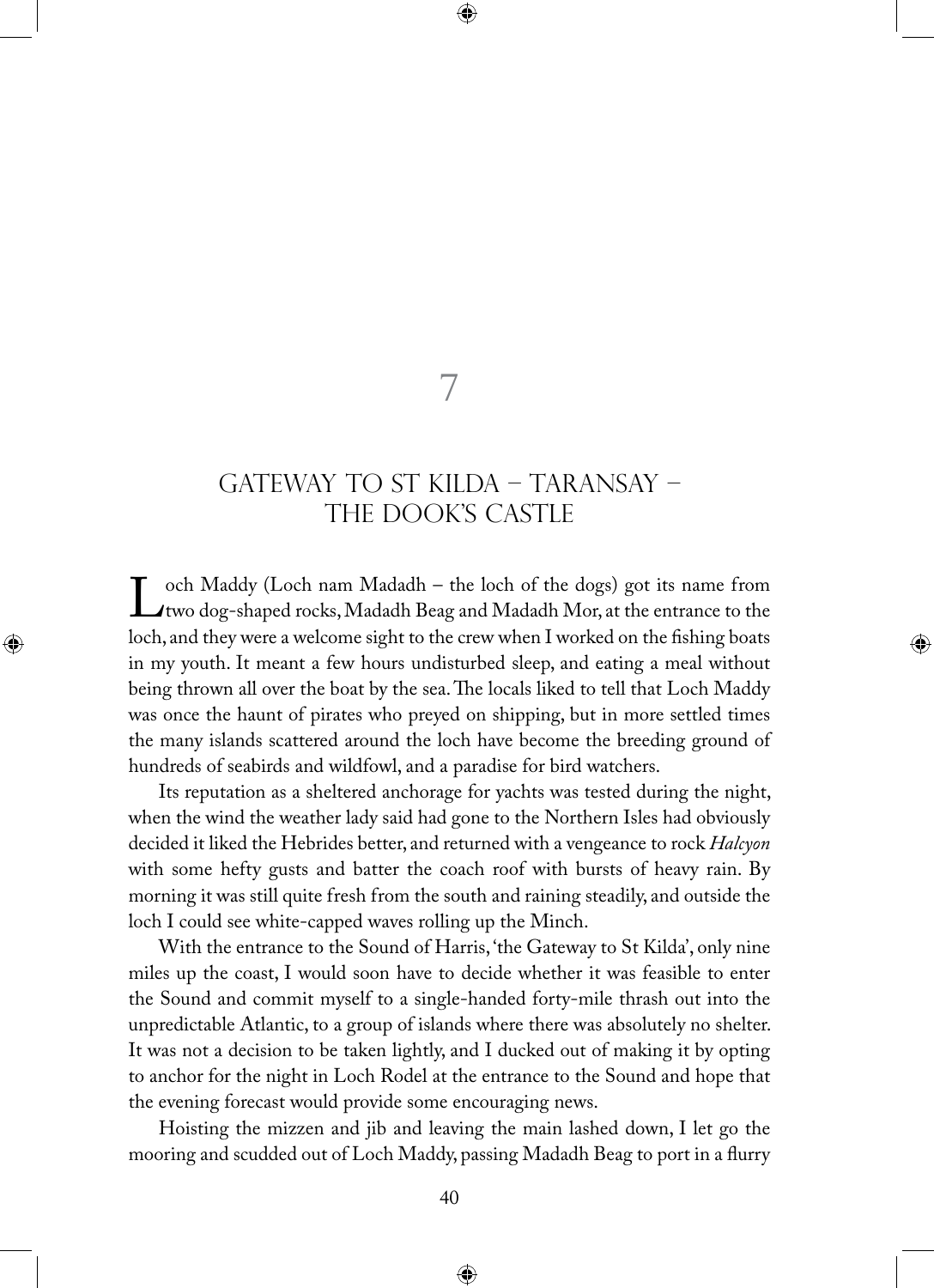# 7

## GATEWAY TO ST KILDA – TARANSAY – THE DOOK'S CASTLE

Loch Maddy (Loch nam Madadh – the loch of the dogs) got its name from two dog-shaped rocks, Madadh Beag and Madadh Mor, at the entrance to the loch, and they were a welcome sight to the crew when I worked on the fishing boats in my youth. It meant a few hours undisturbed sleep, and eating a meal without being thrown all over the boat by the sea. The locals liked to tell that Loch Maddy was once the haunt of pirates who preyed on shipping, but in more settled times the many islands scattered around the loch have become the breeding ground of hundreds of seabirds and wildfowl, and a paradise for bird watchers.

Its reputation as a sheltered anchorage for yachts was tested during the night, when the wind the weather lady said had gone to the Northern Isles had obviously decided it liked the Hebrides better, and returned with a vengeance to rock *Halcyon* with some hefty gusts and batter the coach roof with bursts of heavy rain. By morning it was still quite fresh from the south and raining steadily, and outside the loch I could see white-capped waves rolling up the Minch.

With the entrance to the Sound of Harris, 'the Gateway to St Kilda', only nine miles up the coast, I would soon have to decide whether it was feasible to enter the Sound and commit myself to a single-handed forty-mile thrash out into the unpredictable Atlantic, to a group of islands where there was absolutely no shelter. It was not a decision to be taken lightly, and I ducked out of making it by opting to anchor for the night in Loch Rodel at the entrance to the Sound and hope that the evening forecast would provide some encouraging news.

Hoisting the mizzen and jib and leaving the main lashed down, I let go the mooring and scudded out of Loch Maddy, passing Madadh Beag to port in a flurry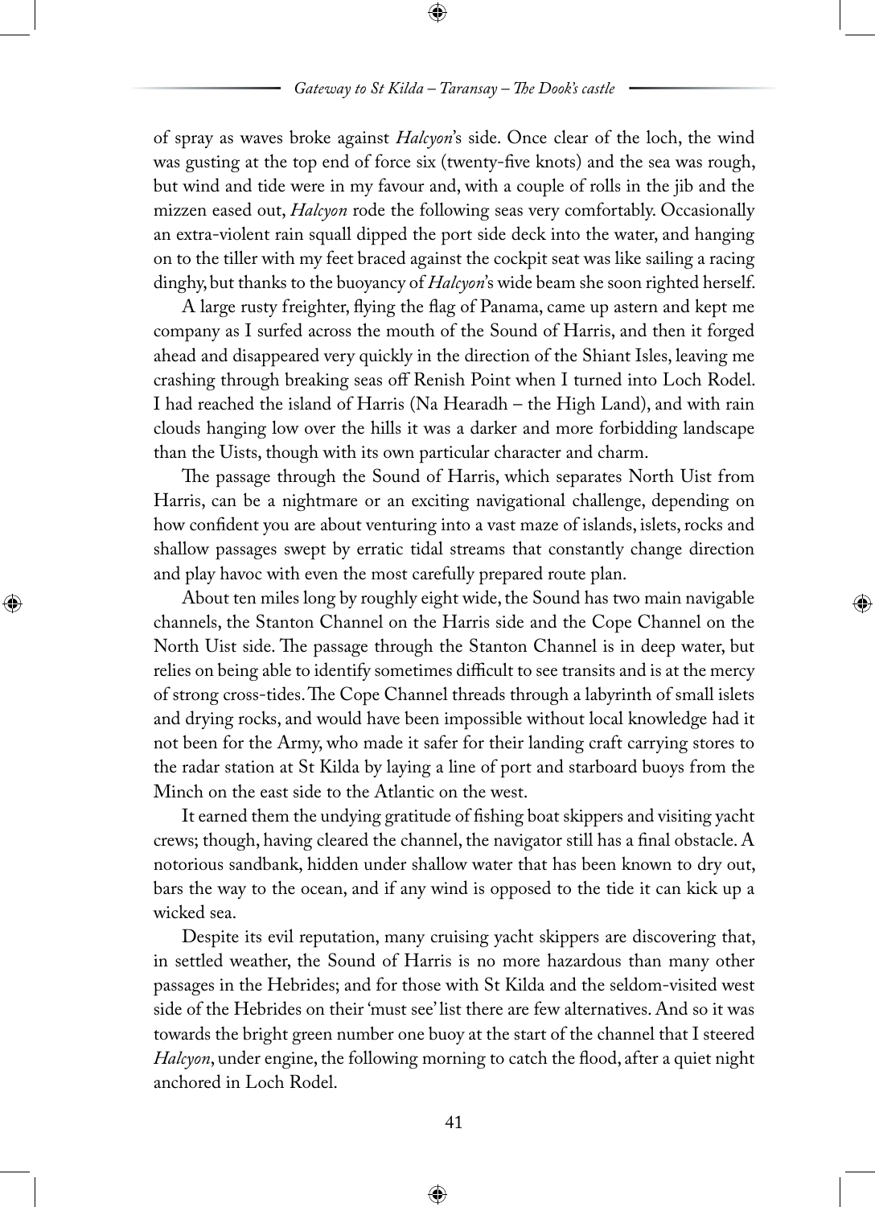of spray as waves broke against *Halcyon*'s side. Once clear of the loch, the wind was gusting at the top end of force six (twenty-five knots) and the sea was rough, but wind and tide were in my favour and, with a couple of rolls in the jib and the mizzen eased out, *Halcyon* rode the following seas very comfortably. Occasionally an extra-violent rain squall dipped the port side deck into the water, and hanging on to the tiller with my feet braced against the cockpit seat was like sailing a racing dinghy, but thanks to the buoyancy of *Halcyon*'s wide beam she soon righted herself.

A large rusty freighter, flying the flag of Panama, came up astern and kept me company as I surfed across the mouth of the Sound of Harris, and then it forged ahead and disappeared very quickly in the direction of the Shiant Isles, leaving me crashing through breaking seas off Renish Point when I turned into Loch Rodel. I had reached the island of Harris (Na Hearadh – the High Land), and with rain clouds hanging low over the hills it was a darker and more forbidding landscape than the Uists, though with its own particular character and charm.

The passage through the Sound of Harris, which separates North Uist from Harris, can be a nightmare or an exciting navigational challenge, depending on how confident you are about venturing into a vast maze of islands, islets, rocks and shallow passages swept by erratic tidal streams that constantly change direction and play havoc with even the most carefully prepared route plan.

About ten miles long by roughly eight wide, the Sound has two main navigable channels, the Stanton Channel on the Harris side and the Cope Channel on the North Uist side. The passage through the Stanton Channel is in deep water, but relies on being able to identify sometimes difficult to see transits and is at the mercy of strong cross-tides. The Cope Channel threads through a labyrinth of small islets and drying rocks, and would have been impossible without local knowledge had it not been for the Army, who made it safer for their landing craft carrying stores to the radar station at St Kilda by laying a line of port and starboard buoys from the Minch on the east side to the Atlantic on the west.

It earned them the undying gratitude of fishing boat skippers and visiting yacht crews; though, having cleared the channel, the navigator still has a final obstacle. A notorious sandbank, hidden under shallow water that has been known to dry out, bars the way to the ocean, and if any wind is opposed to the tide it can kick up a wicked sea.

Despite its evil reputation, many cruising yacht skippers are discovering that, in settled weather, the Sound of Harris is no more hazardous than many other passages in the Hebrides; and for those with St Kilda and the seldom-visited west side of the Hebrides on their 'must see' list there are few alternatives. And so it was towards the bright green number one buoy at the start of the channel that I steered *Halcyon*, under engine, the following morning to catch the flood, after a quiet night anchored in Loch Rodel.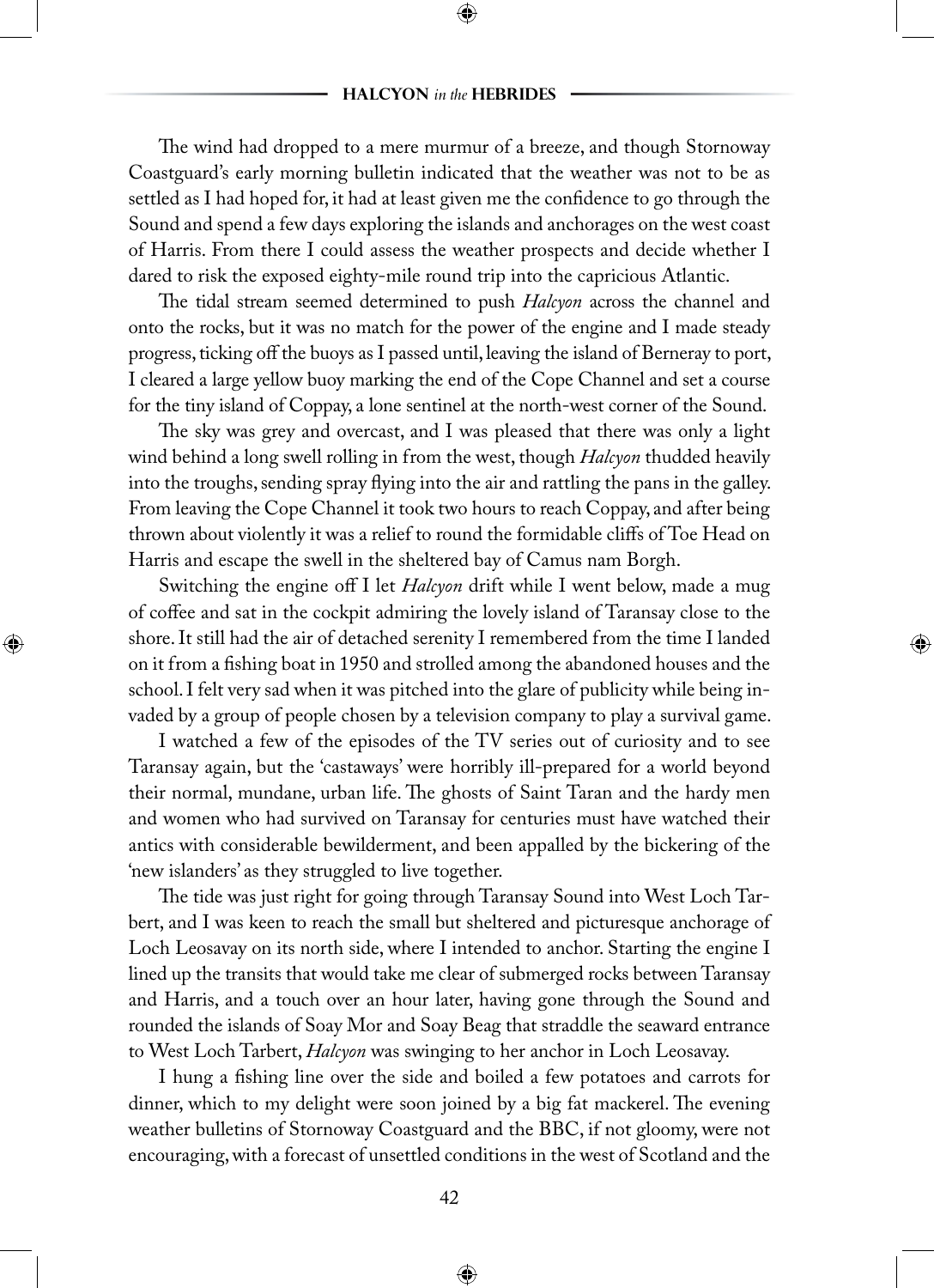The wind had dropped to a mere murmur of a breeze, and though Stornoway Coastguard's early morning bulletin indicated that the weather was not to be as settled as I had hoped for, it had at least given me the confidence to go through the Sound and spend a few days exploring the islands and anchorages on the west coast of Harris. From there I could assess the weather prospects and decide whether I dared to risk the exposed eighty-mile round trip into the capricious Atlantic.

The tidal stream seemed determined to push *Halcyon* across the channel and onto the rocks, but it was no match for the power of the engine and I made steady progress, ticking off the buoys as I passed until, leaving the island of Berneray to port, I cleared a large yellow buoy marking the end of the Cope Channel and set a course for the tiny island of Coppay, a lone sentinel at the north-west corner of the Sound.

The sky was grey and overcast, and I was pleased that there was only a light wind behind a long swell rolling in from the west, though *Halcyon* thudded heavily into the troughs, sending spray flying into the air and rattling the pans in the galley. From leaving the Cope Channel it took two hours to reach Coppay, and after being thrown about violently it was a relief to round the formidable cliffs of Toe Head on Harris and escape the swell in the sheltered bay of Camus nam Borgh.

Switching the engine off I let *Halcyon* drift while I went below, made a mug of coffee and sat in the cockpit admiring the lovely island of Taransay close to the shore. It still had the air of detached serenity I remembered from the time I landed on it from a fishing boat in 1950 and strolled among the abandoned houses and the school. I felt very sad when it was pitched into the glare of publicity while being invaded by a group of people chosen by a television company to play a survival game.

I watched a few of the episodes of the TV series out of curiosity and to see Taransay again, but the 'castaways' were horribly ill-prepared for a world beyond their normal, mundane, urban life. The ghosts of Saint Taran and the hardy men and women who had survived on Taransay for centuries must have watched their antics with considerable bewilderment, and been appalled by the bickering of the 'new islanders' as they struggled to live together.

The tide was just right for going through Taransay Sound into West Loch Tarbert, and I was keen to reach the small but sheltered and picturesque anchorage of Loch Leosavay on its north side, where I intended to anchor. Starting the engine I lined up the transits that would take me clear of submerged rocks between Taransay and Harris, and a touch over an hour later, having gone through the Sound and rounded the islands of Soay Mor and Soay Beag that straddle the seaward entrance to West Loch Tarbert, *Halcyon* was swinging to her anchor in Loch Leosavay.

I hung a fishing line over the side and boiled a few potatoes and carrots for dinner, which to my delight were soon joined by a big fat mackerel. The evening weather bulletins of Stornoway Coastguard and the BBC, if not gloomy, were not encouraging, with a forecast of unsettled conditions in the west of Scotland and the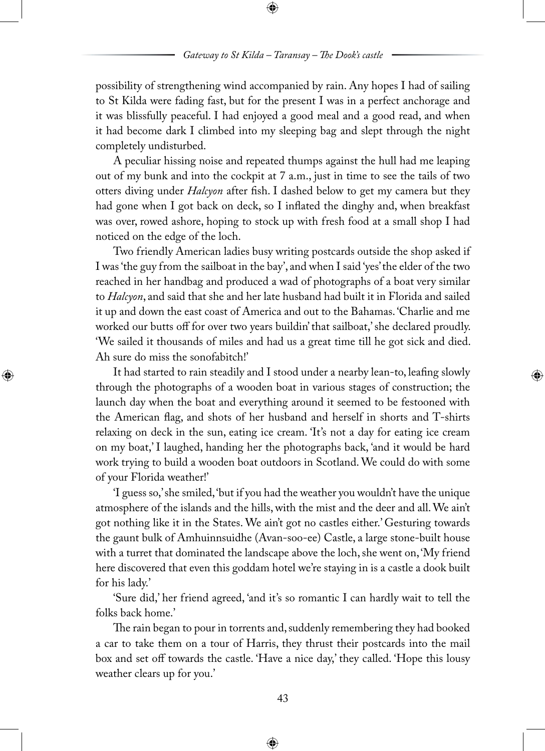possibility of strengthening wind accompanied by rain. Any hopes I had of sailing to St Kilda were fading fast, but for the present I was in a perfect anchorage and it was blissfully peaceful. I had enjoyed a good meal and a good read, and when it had become dark I climbed into my sleeping bag and slept through the night completely undisturbed.

A peculiar hissing noise and repeated thumps against the hull had me leaping out of my bunk and into the cockpit at 7 a.m., just in time to see the tails of two otters diving under *Halcyon* after fish. I dashed below to get my camera but they had gone when I got back on deck, so I inflated the dinghy and, when breakfast was over, rowed ashore, hoping to stock up with fresh food at a small shop I had noticed on the edge of the loch.

Two friendly American ladies busy writing postcards outside the shop asked if I was 'the guy from the sailboat in the bay', and when I said 'yes' the elder of the two reached in her handbag and produced a wad of photographs of a boat very similar to *Halcyon*, and said that she and her late husband had built it in Florida and sailed it up and down the east coast of America and out to the Bahamas. 'Charlie and me worked our butts off for over two years buildin' that sailboat,' she declared proudly. 'We sailed it thousands of miles and had us a great time till he got sick and died. Ah sure do miss the sonofabitch!'

It had started to rain steadily and I stood under a nearby lean-to, leafing slowly through the photographs of a wooden boat in various stages of construction; the launch day when the boat and everything around it seemed to be festooned with the American flag, and shots of her husband and herself in shorts and T-shirts relaxing on deck in the sun, eating ice cream. 'It's not a day for eating ice cream on my boat,' I laughed, handing her the photographs back, 'and it would be hard work trying to build a wooden boat outdoors in Scotland. We could do with some of your Florida weather!'

'I guess so,' she smiled, 'but if you had the weather you wouldn't have the unique atmosphere of the islands and the hills, with the mist and the deer and all. We ain't got nothing like it in the States. We ain't got no castles either.' Gesturing towards the gaunt bulk of Amhuinnsuidhe (Avan-soo-ee) Castle, a large stone-built house with a turret that dominated the landscape above the loch, she went on, 'My friend here discovered that even this goddam hotel we're staying in is a castle a dook built for his lady.'

'Sure did,' her friend agreed, 'and it's so romantic I can hardly wait to tell the folks back home.'

The rain began to pour in torrents and, suddenly remembering they had booked a car to take them on a tour of Harris, they thrust their postcards into the mail box and set off towards the castle. 'Have a nice day,' they called. 'Hope this lousy weather clears up for you.'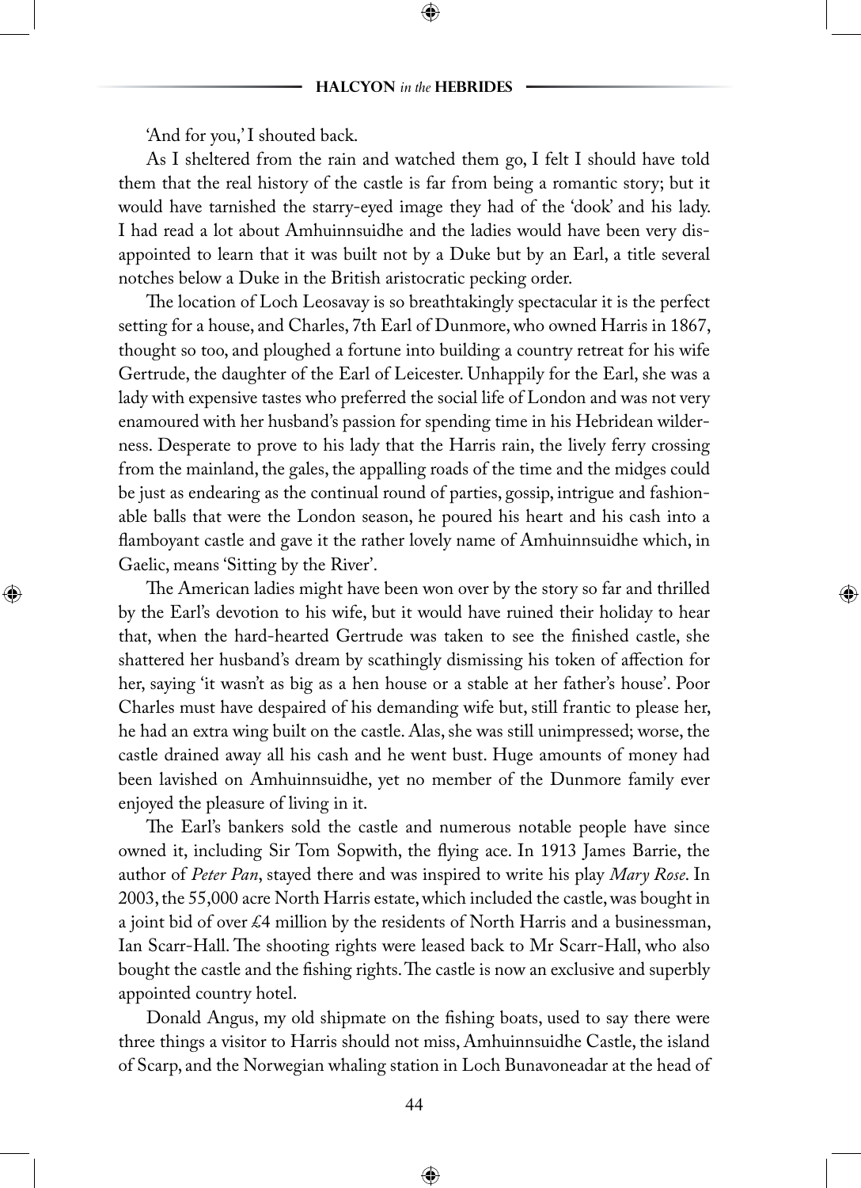'And for you,' I shouted back.

As I sheltered from the rain and watched them go, I felt I should have told them that the real history of the castle is far from being a romantic story; but it would have tarnished the starry-eyed image they had of the 'dook' and his lady. I had read a lot about Amhuinnsuidhe and the ladies would have been very disappointed to learn that it was built not by a Duke but by an Earl, a title several notches below a Duke in the British aristocratic pecking order.

The location of Loch Leosavay is so breathtakingly spectacular it is the perfect setting for a house, and Charles, 7th Earl of Dunmore, who owned Harris in 1867, thought so too, and ploughed a fortune into building a country retreat for his wife Gertrude, the daughter of the Earl of Leicester. Unhappily for the Earl, she was a lady with expensive tastes who preferred the social life of London and was not very enamoured with her husband's passion for spending time in his Hebridean wilderness. Desperate to prove to his lady that the Harris rain, the lively ferry crossing from the mainland, the gales, the appalling roads of the time and the midges could be just as endearing as the continual round of parties, gossip, intrigue and fashionable balls that were the London season, he poured his heart and his cash into a flamboyant castle and gave it the rather lovely name of Amhuinnsuidhe which, in Gaelic, means 'Sitting by the River'.

The American ladies might have been won over by the story so far and thrilled by the Earl's devotion to his wife, but it would have ruined their holiday to hear that, when the hard-hearted Gertrude was taken to see the finished castle, she shattered her husband's dream by scathingly dismissing his token of affection for her, saying 'it wasn't as big as a hen house or a stable at her father's house'. Poor Charles must have despaired of his demanding wife but, still frantic to please her, he had an extra wing built on the castle. Alas, she was still unimpressed; worse, the castle drained away all his cash and he went bust. Huge amounts of money had been lavished on Amhuinnsuidhe, yet no member of the Dunmore family ever enjoyed the pleasure of living in it.

The Earl's bankers sold the castle and numerous notable people have since owned it, including Sir Tom Sopwith, the flying ace. In 1913 James Barrie, the author of *Peter Pan*, stayed there and was inspired to write his play *Mary Rose*. In 2003, the 55,000 acre North Harris estate, which included the castle, was bought in a joint bid of over £4 million by the residents of North Harris and a businessman, Ian Scarr-Hall. The shooting rights were leased back to Mr Scarr-Hall, who also bought the castle and the fishing rights. The castle is now an exclusive and superbly appointed country hotel.

Donald Angus, my old shipmate on the fishing boats, used to say there were three things a visitor to Harris should not miss, Amhuinnsuidhe Castle, the island of Scarp, and the Norwegian whaling station in Loch Bunavoneadar at the head of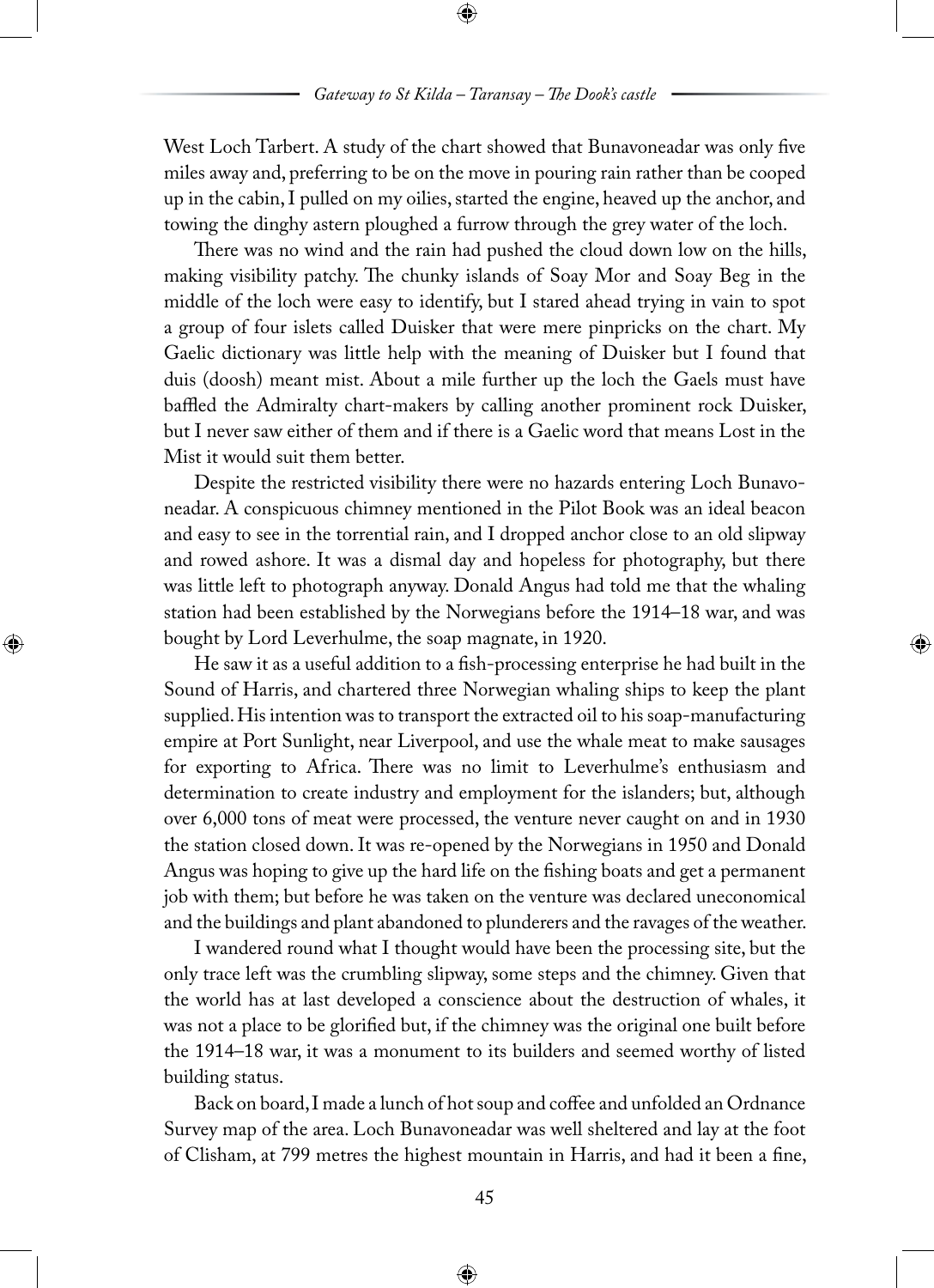West Loch Tarbert. A study of the chart showed that Bunavoneadar was only five miles away and, preferring to be on the move in pouring rain rather than be cooped up in the cabin, I pulled on my oilies, started the engine, heaved up the anchor, and towing the dinghy astern ploughed a furrow through the grey water of the loch.

There was no wind and the rain had pushed the cloud down low on the hills, making visibility patchy. The chunky islands of Soay Mor and Soay Beg in the middle of the loch were easy to identify, but I stared ahead trying in vain to spot a group of four islets called Duisker that were mere pinpricks on the chart. My Gaelic dictionary was little help with the meaning of Duisker but I found that duis (doosh) meant mist. About a mile further up the loch the Gaels must have baffled the Admiralty chart-makers by calling another prominent rock Duisker, but I never saw either of them and if there is a Gaelic word that means Lost in the Mist it would suit them better.

Despite the restricted visibility there were no hazards entering Loch Bunavoneadar. A conspicuous chimney mentioned in the Pilot Book was an ideal beacon and easy to see in the torrential rain, and I dropped anchor close to an old slipway and rowed ashore. It was a dismal day and hopeless for photography, but there was little left to photograph anyway. Donald Angus had told me that the whaling station had been established by the Norwegians before the 1914–18 war, and was bought by Lord Leverhulme, the soap magnate, in 1920.

He saw it as a useful addition to a fish-processing enterprise he had built in the Sound of Harris, and chartered three Norwegian whaling ships to keep the plant supplied. His intention was to transport the extracted oil to his soap-manufacturing empire at Port Sunlight, near Liverpool, and use the whale meat to make sausages for exporting to Africa. There was no limit to Leverhulme's enthusiasm and determination to create industry and employment for the islanders; but, although over 6,000 tons of meat were processed, the venture never caught on and in 1930 the station closed down. It was re-opened by the Norwegians in 1950 and Donald Angus was hoping to give up the hard life on the fishing boats and get a permanent job with them; but before he was taken on the venture was declared uneconomical and the buildings and plant abandoned to plunderers and the ravages of the weather.

I wandered round what I thought would have been the processing site, but the only trace left was the crumbling slipway, some steps and the chimney. Given that the world has at last developed a conscience about the destruction of whales, it was not a place to be glorified but, if the chimney was the original one built before the 1914–18 war, it was a monument to its builders and seemed worthy of listed building status.

Back on board, I made a lunch of hot soup and coffee and unfolded an Ordnance Survey map of the area. Loch Bunavoneadar was well sheltered and lay at the foot of Clisham, at 799 metres the highest mountain in Harris, and had it been a fine,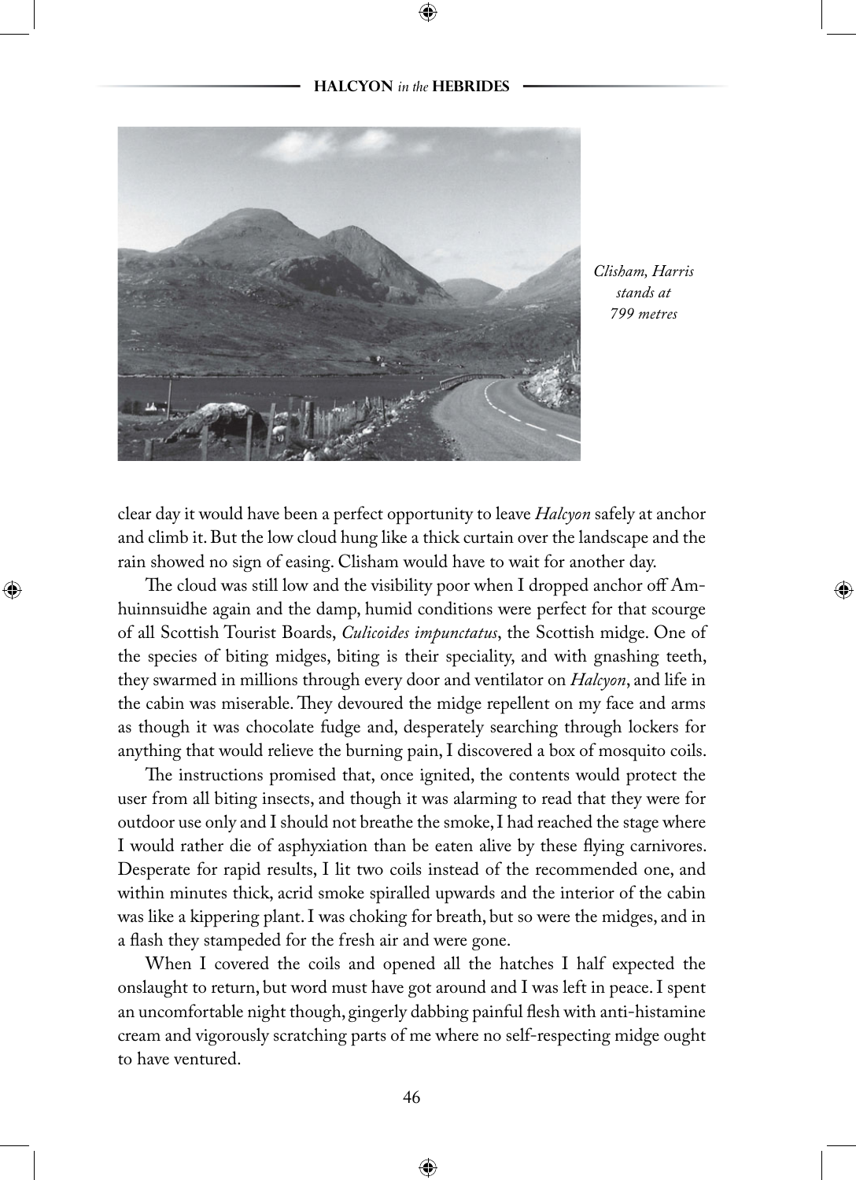*Clisham, Harris stands at 799 metres*

clear day it would have been a perfect opportunity to leave *Halcyon* safely at anchor and climb it. But the low cloud hung like a thick curtain over the landscape and the rain showed no sign of easing. Clisham would have to wait for another day.

The cloud was still low and the visibility poor when I dropped anchor off Amhuinnsuidhe again and the damp, humid conditions were perfect for that scourge of all Scottish Tourist Boards, *Culicoides impunctatus*, the Scottish midge. One of the species of biting midges, biting is their speciality, and with gnashing teeth, they swarmed in millions through every door and ventilator on *Halcyon*, and life in the cabin was miserable. They devoured the midge repellent on my face and arms as though it was chocolate fudge and, desperately searching through lockers for anything that would relieve the burning pain, I discovered a box of mosquito coils.

The instructions promised that, once ignited, the contents would protect the user from all biting insects, and though it was alarming to read that they were for outdoor use only and I should not breathe the smoke, I had reached the stage where I would rather die of asphyxiation than be eaten alive by these flying carnivores. Desperate for rapid results, I lit two coils instead of the recommended one, and within minutes thick, acrid smoke spiralled upwards and the interior of the cabin was like a kippering plant. I was choking for breath, but so were the midges, and in a flash they stampeded for the fresh air and were gone.

When I covered the coils and opened all the hatches I half expected the onslaught to return, but word must have got around and I was left in peace. I spent an uncomfortable night though, gingerly dabbing painful flesh with anti-histamine cream and vigorously scratching parts of me where no self-respecting midge ought to have ventured.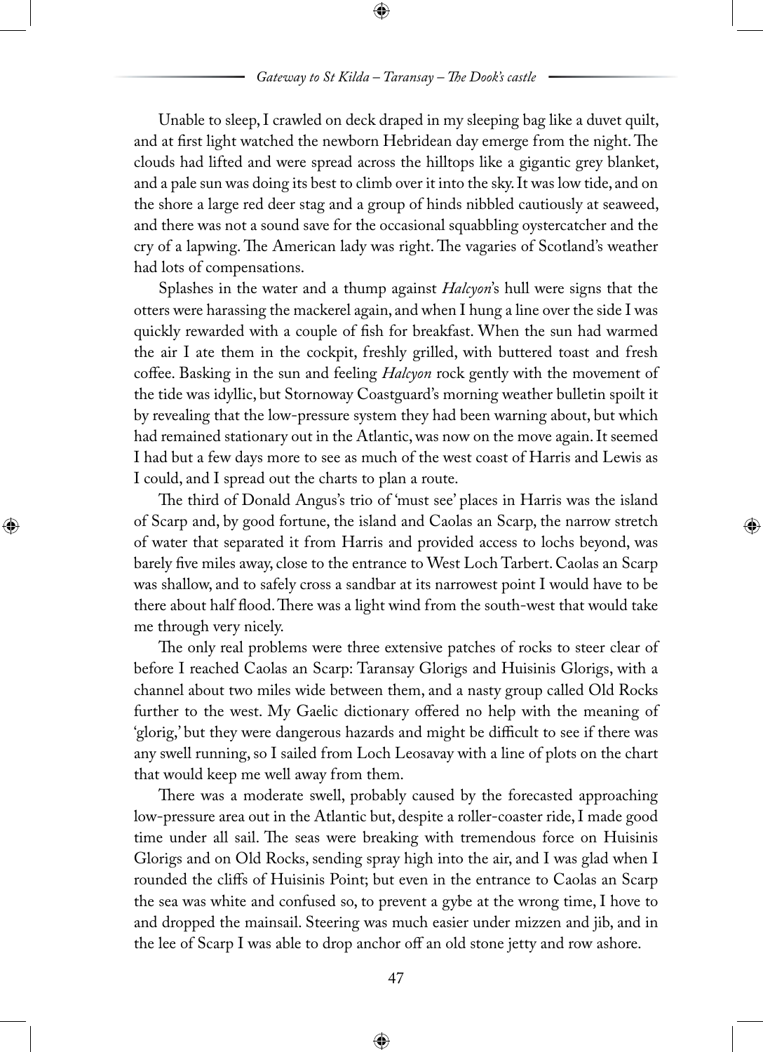Unable to sleep, I crawled on deck draped in my sleeping bag like a duvet quilt, and at first light watched the newborn Hebridean day emerge from the night. The clouds had lifted and were spread across the hilltops like a gigantic grey blanket, and a pale sun was doing its best to climb over it into the sky. It was low tide, and on the shore a large red deer stag and a group of hinds nibbled cautiously at seaweed, and there was not a sound save for the occasional squabbling oystercatcher and the cry of a lapwing. The American lady was right. The vagaries of Scotland's weather had lots of compensations.

Splashes in the water and a thump against *Halcyon*'s hull were signs that the otters were harassing the mackerel again, and when I hung a line over the side I was quickly rewarded with a couple of fish for breakfast. When the sun had warmed the air I ate them in the cockpit, freshly grilled, with buttered toast and fresh coffee. Basking in the sun and feeling *Halcyon* rock gently with the movement of the tide was idyllic, but Stornoway Coastguard's morning weather bulletin spoilt it by revealing that the low-pressure system they had been warning about, but which had remained stationary out in the Atlantic, was now on the move again. It seemed I had but a few days more to see as much of the west coast of Harris and Lewis as I could, and I spread out the charts to plan a route.

The third of Donald Angus's trio of 'must see' places in Harris was the island of Scarp and, by good fortune, the island and Caolas an Scarp, the narrow stretch of water that separated it from Harris and provided access to lochs beyond, was barely five miles away, close to the entrance to West Loch Tarbert. Caolas an Scarp was shallow, and to safely cross a sandbar at its narrowest point I would have to be there about half flood. There was a light wind from the south-west that would take me through very nicely.

The only real problems were three extensive patches of rocks to steer clear of before I reached Caolas an Scarp: Taransay Glorigs and Huisinis Glorigs, with a channel about two miles wide between them, and a nasty group called Old Rocks further to the west. My Gaelic dictionary offered no help with the meaning of 'glorig,' but they were dangerous hazards and might be difficult to see if there was any swell running, so I sailed from Loch Leosavay with a line of plots on the chart that would keep me well away from them.

There was a moderate swell, probably caused by the forecasted approaching low-pressure area out in the Atlantic but, despite a roller-coaster ride, I made good time under all sail. The seas were breaking with tremendous force on Huisinis Glorigs and on Old Rocks, sending spray high into the air, and I was glad when I rounded the cliffs of Huisinis Point; but even in the entrance to Caolas an Scarp the sea was white and confused so, to prevent a gybe at the wrong time, I hove to and dropped the mainsail. Steering was much easier under mizzen and jib, and in the lee of Scarp I was able to drop anchor off an old stone jetty and row ashore.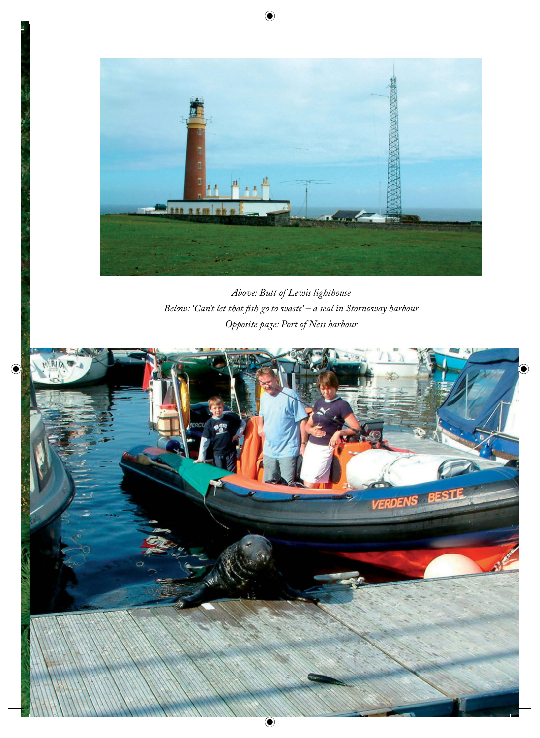*Above: Butt of Lewis lighthouse*
*Below: 'Can't let that fish go to waste' – a seal in Stornoway harbour*
*Opposite page: Port of Ness harbour*